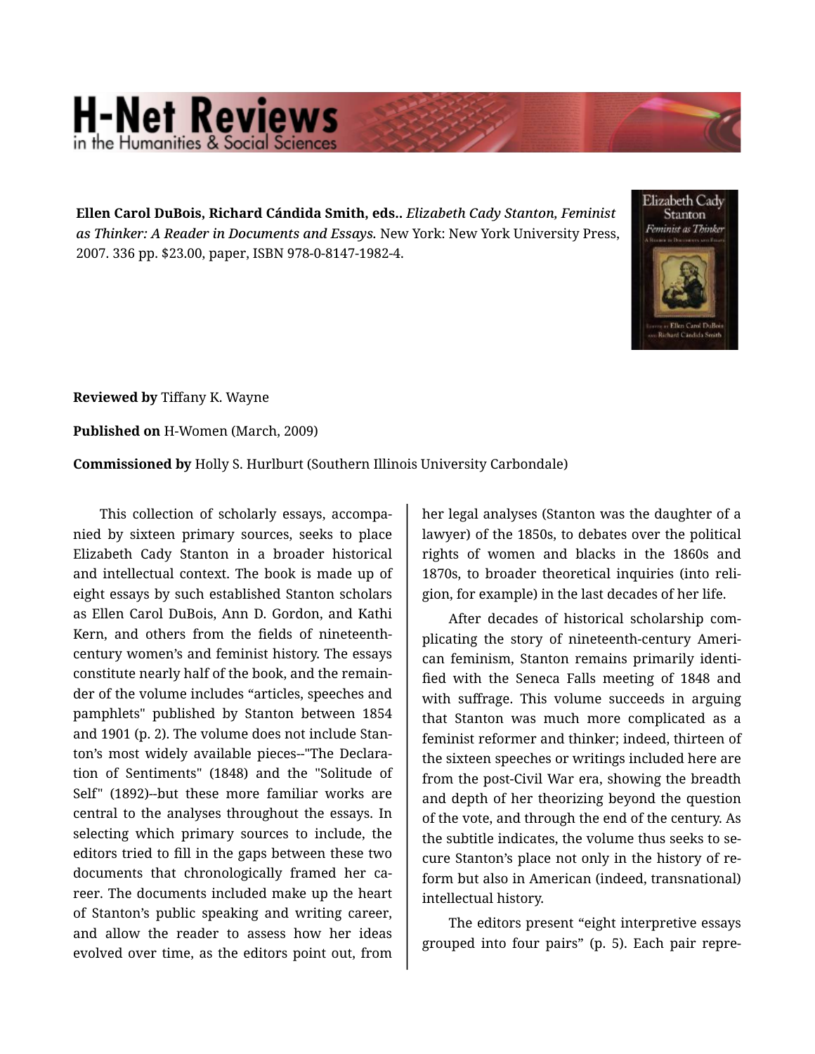# H-Net Reviews in the Humanities & Social Sciences

**Ellen Carol DuBois, Richard Cándida Smith, eds..** *Elizabeth Cady Stanton, Feminist as Thinker: A Reader in Documents and Essays.* New York: New York University Press, 2007. 336 pp. $23.00, paper, ISBN 978-0-8147-1982-4.

**Reviewed by** Tiffany K. Wayne

**Published on** H-Women (March, 2009)

**Commissioned by** Holly S. Hurlburt (Southern Illinois University Carbondale)

This collection of scholarly essays, accompanied by sixteen primary sources, seeks to place Elizabeth Cady Stanton in a broader historical and intellectual context. The book is made up of eight essays by such established Stanton scholars as Ellen Carol DuBois, Ann D. Gordon, and Kathi Kern, and others from the fields of nineteenth-century women's and feminist history. The essays constitute nearly half of the book, and the remainder of the volume includes "articles, speeches and pamphlets" published by Stanton between 1854 and 1901 (p. 2). The volume does not include Stanton's most widely available pieces--"The Declaration of Sentiments" (1848) and the "Solitude of Self" (1892)--but these more familiar works are central to the analyses throughout the essays. In selecting which primary sources to include, the editors tried to fill in the gaps between these two documents that chronologically framed her career. The documents included make up the heart of Stanton's public speaking and writing career, and allow the reader to assess how her ideas evolved over time, as the editors point out, from her legal analyses (Stanton was the daughter of a lawyer) of the 1850s, to debates over the political rights of women and blacks in the 1860s and 1870s, to broader theoretical inquiries (into religion, for example) in the last decades of her life.

After decades of historical scholarship complicating the story of nineteenth-century American feminism, Stanton remains primarily identified with the Seneca Falls meeting of 1848 and with suffrage. This volume succeeds in arguing that Stanton was much more complicated as a feminist reformer and thinker; indeed, thirteen of the sixteen speeches or writings included here are from the post-Civil War era, showing the breadth and depth of her theorizing beyond the question of the vote, and through the end of the century. As the subtitle indicates, the volume thus seeks to secure Stanton's place not only in the history of reform but also in American (indeed, transnational) intellectual history.

The editors present "eight interpretive essays grouped into four pairs" (p. 5). Each pair repre-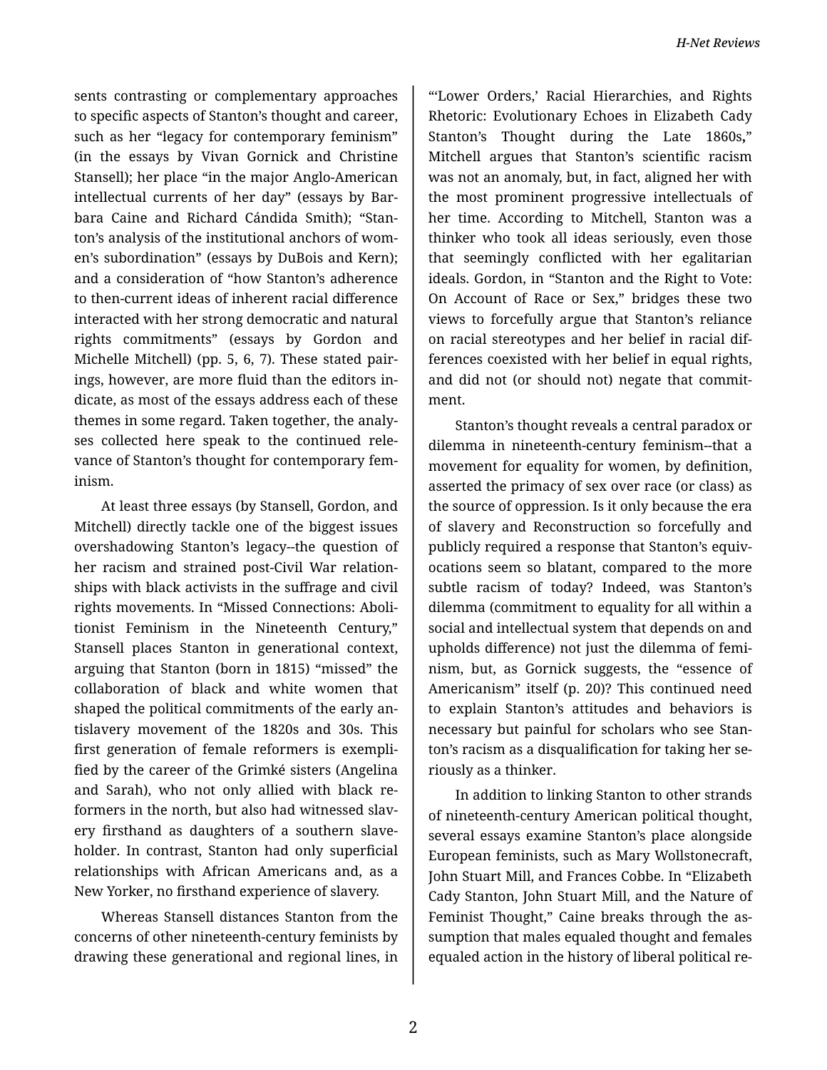sents contrasting or complementary approaches to specific aspects of Stanton's thought and career, such as her "legacy for contemporary feminism" (in the essays by Vivan Gornick and Christine Stansell); her place "in the major Anglo-American intellectual currents of her day" (essays by Barbara Caine and Richard Cándida Smith); "Stanton's analysis of the institutional anchors of women's subordination" (essays by DuBois and Kern); and a consideration of "how Stanton's adherence to then-current ideas of inherent racial difference interacted with her strong democratic and natural rights commitments" (essays by Gordon and Michelle Mitchell) (pp. 5, 6, 7). These stated pairings, however, are more fluid than the editors indicate, as most of the essays address each of these themes in some regard. Taken together, the analyses collected here speak to the continued relevance of Stanton's thought for contemporary feminism.

At least three essays (by Stansell, Gordon, and Mitchell) directly tackle one of the biggest issues overshadowing Stanton's legacy--the question of her racism and strained post-Civil War relationships with black activists in the suffrage and civil rights movements. In "Missed Connections: Abolitionist Feminism in the Nineteenth Century," Stansell places Stanton in generational context, arguing that Stanton (born in 1815) "missed" the collaboration of black and white women that shaped the political commitments of the early antislavery movement of the 1820s and 30s. This first generation of female reformers is exemplified by the career of the Grimké sisters (Angelina and Sarah), who not only allied with black reformers in the north, but also had witnessed slavery firsthand as daughters of a southern slaveholder. In contrast, Stanton had only superficial relationships with African Americans and, as a New Yorker, no firsthand experience of slavery.

Whereas Stansell distances Stanton from the concerns of other nineteenth-century feminists by drawing these generational and regional lines, in "'Lower Orders,' Racial Hierarchies, and Rights Rhetoric: Evolutionary Echoes in Elizabeth Cady Stanton's Thought during the Late 1860s," Mitchell argues that Stanton's scientific racism was not an anomaly, but, in fact, aligned her with the most prominent progressive intellectuals of her time. According to Mitchell, Stanton was a thinker who took all ideas seriously, even those that seemingly conflicted with her egalitarian ideals. Gordon, in "Stanton and the Right to Vote: On Account of Race or Sex," bridges these two views to forcefully argue that Stanton's reliance on racial stereotypes and her belief in racial differences coexisted with her belief in equal rights, and did not (or should not) negate that commitment.

Stanton's thought reveals a central paradox or dilemma in nineteenth-century feminism--that a movement for equality for women, by definition, asserted the primacy of sex over race (or class) as the source of oppression. Is it only because the era of slavery and Reconstruction so forcefully and publicly required a response that Stanton's equivocations seem so blatant, compared to the more subtle racism of today? Indeed, was Stanton's dilemma (commitment to equality for all within a social and intellectual system that depends on and upholds difference) not just the dilemma of feminism, but, as Gornick suggests, the "essence of Americanism" itself (p. 20)? This continued need to explain Stanton's attitudes and behaviors is necessary but painful for scholars who see Stanton's racism as a disqualification for taking her seriously as a thinker.

In addition to linking Stanton to other strands of nineteenth-century American political thought, several essays examine Stanton's place alongside European feminists, such as Mary Wollstonecraft, John Stuart Mill, and Frances Cobbe. In "Elizabeth Cady Stanton, John Stuart Mill, and the Nature of Feminist Thought," Caine breaks through the assumption that males equaled thought and females equaled action in the history of liberal political re-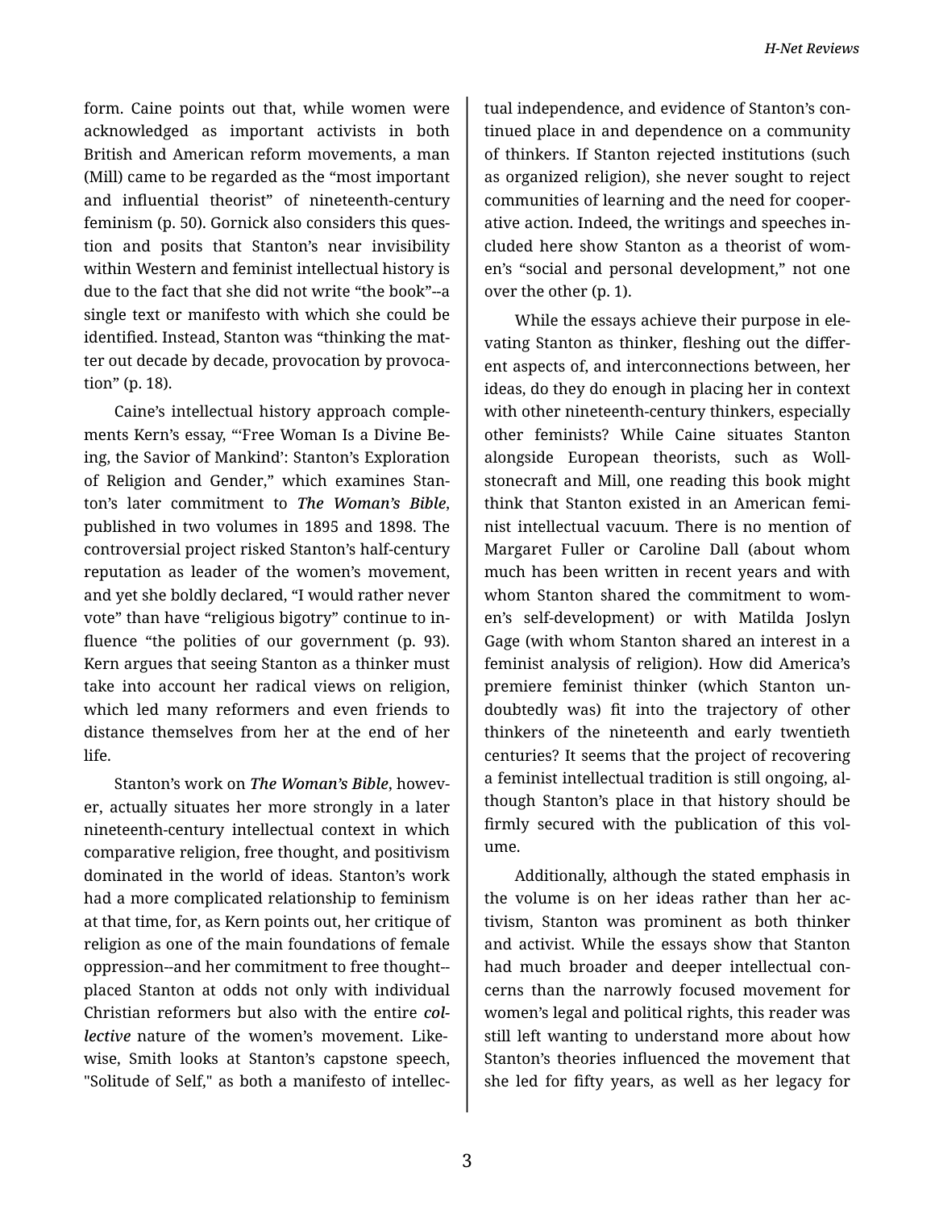form. Caine points out that, while women were acknowledged as important activists in both British and American reform movements, a man (Mill) came to be regarded as the "most important and influential theorist" of nineteenth-century feminism (p. 50). Gornick also considers this question and posits that Stanton's near invisibility within Western and feminist intellectual history is due to the fact that she did not write "the book"--a single text or manifesto with which she could be identified. Instead, Stanton was "thinking the matter out decade by decade, provocation by provocation" (p. 18).

Caine's intellectual history approach complements Kern's essay, "'Free Woman Is a Divine Being, the Savior of Mankind': Stanton's Exploration of Religion and Gender," which examines Stanton's later commitment to ***The Woman's Bible***, published in two volumes in 1895 and 1898. The controversial project risked Stanton's half-century reputation as leader of the women's movement, and yet she boldly declared, "I would rather never vote" than have "religious bigotry" continue to influence "the polities of our government (p. 93). Kern argues that seeing Stanton as a thinker must take into account her radical views on religion, which led many reformers and even friends to distance themselves from her at the end of her life.

Stanton's work on ***The Woman's Bible***, however, actually situates her more strongly in a later nineteenth-century intellectual context in which comparative religion, free thought, and positivism dominated in the world of ideas. Stanton's work had a more complicated relationship to feminism at that time, for, as Kern points out, her critique of religion as one of the main foundations of female oppression--and her commitment to free thought--placed Stanton at odds not only with individual Christian reformers but also with the entire ***collective*** nature of the women's movement. Likewise, Smith looks at Stanton's capstone speech, "Solitude of Self," as both a manifesto of intellectual independence, and evidence of Stanton's continued place in and dependence on a community of thinkers. If Stanton rejected institutions (such as organized religion), she never sought to reject communities of learning and the need for cooperative action. Indeed, the writings and speeches included here show Stanton as a theorist of women's "social and personal development," not one over the other (p. 1).

While the essays achieve their purpose in elevating Stanton as thinker, fleshing out the different aspects of, and interconnections between, her ideas, do they do enough in placing her in context with other nineteenth-century thinkers, especially other feminists? While Caine situates Stanton alongside European theorists, such as Wollstonecraft and Mill, one reading this book might think that Stanton existed in an American feminist intellectual vacuum. There is no mention of Margaret Fuller or Caroline Dall (about whom much has been written in recent years and with whom Stanton shared the commitment to women's self-development) or with Matilda Joslyn Gage (with whom Stanton shared an interest in a feminist analysis of religion). How did America's premiere feminist thinker (which Stanton undoubtedly was) fit into the trajectory of other thinkers of the nineteenth and early twentieth centuries? It seems that the project of recovering a feminist intellectual tradition is still ongoing, although Stanton's place in that history should be firmly secured with the publication of this volume.

Additionally, although the stated emphasis in the volume is on her ideas rather than her activism, Stanton was prominent as both thinker and activist. While the essays show that Stanton had much broader and deeper intellectual concerns than the narrowly focused movement for women's legal and political rights, this reader was still left wanting to understand more about how Stanton's theories influenced the movement that she led for fifty years, as well as her legacy for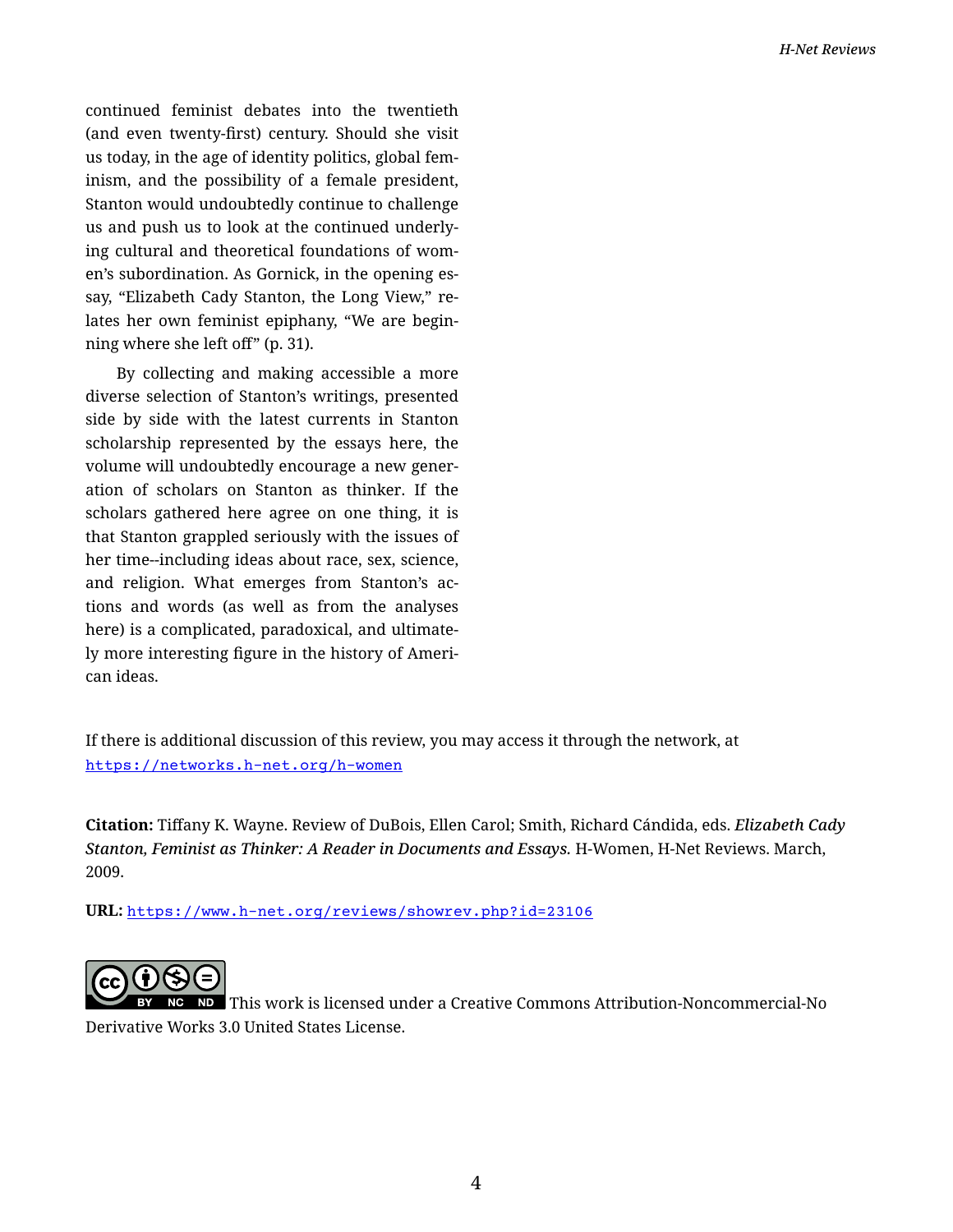continued feminist debates into the twentieth (and even twenty-first) century. Should she visit us today, in the age of identity politics, global feminism, and the possibility of a female president, Stanton would undoubtedly continue to challenge us and push us to look at the continued underlying cultural and theoretical foundations of women's subordination. As Gornick, in the opening essay, "Elizabeth Cady Stanton, the Long View," relates her own feminist epiphany, "We are beginning where she left off" (p. 31).

By collecting and making accessible a more diverse selection of Stanton's writings, presented side by side with the latest currents in Stanton scholarship represented by the essays here, the volume will undoubtedly encourage a new generation of scholars on Stanton as thinker. If the scholars gathered here agree on one thing, it is that Stanton grappled seriously with the issues of her time--including ideas about race, sex, science, and religion. What emerges from Stanton's actions and words (as well as from the analyses here) is a complicated, paradoxical, and ultimately more interesting figure in the history of American ideas.

If there is additional discussion of this review, you may access it through the network, at https://networks.h-net.org/h-women

**Citation:** Tiffany K. Wayne. Review of DuBois, Ellen Carol; Smith, Richard Cándida, eds. ***Elizabeth Cady Stanton, Feminist as Thinker: A Reader in Documents and Essays.*** H-Women, H-Net Reviews. March, 2009.

**URL:** https://www.h-net.org/reviews/showrev.php?id=23106

This work is licensed under a Creative Commons Attribution-Noncommercial-No Derivative Works 3.0 United States License.